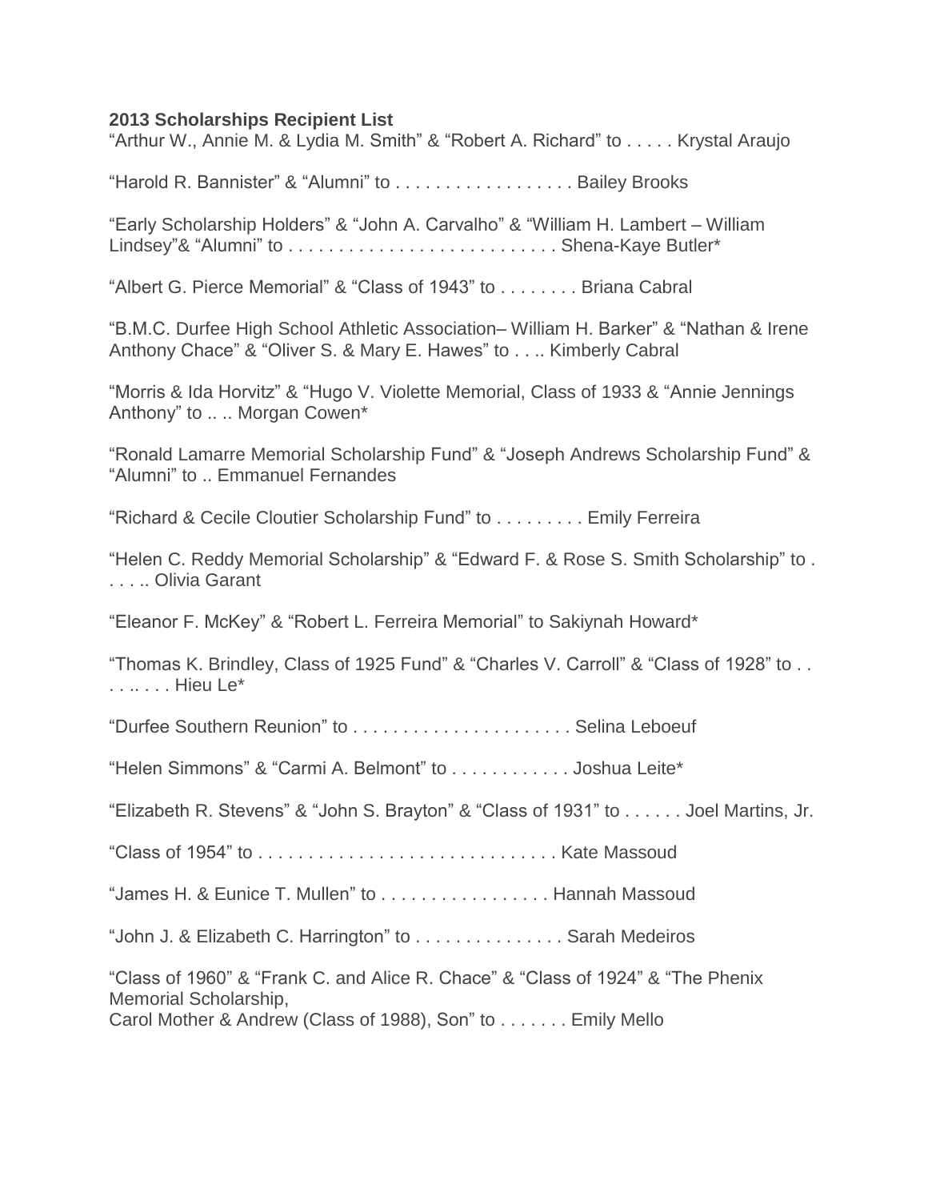**2013 Scholarships Recipient List**

“Arthur W., Annie M. & Lydia M. Smith” & “Robert A. Richard” to . . . . . Krystal Araujo

“Harold R. Bannister” & “Alumni” to . . . . . . . . . . . . . . . . . . Bailey Brooks

“Early Scholarship Holders” & “John A. Carvalho” & “William H. Lambert – William Lindsey”& “Alumni” to . . . . . . . . . . . . . . . . . . . . . . . . . . Shena-Kaye Butler*

“Albert G. Pierce Memorial” & “Class of 1943” to . . . . . . . . Briana Cabral

“B.M.C. Durfee High School Athletic Association– William H. Barker” & “Nathan & Irene Anthony Chace” & “Oliver S. & Mary E. Hawes” to . . .. Kimberly Cabral

“Morris & Ida Horvitz” & “Hugo V. Violette Memorial, Class of 1933 & “Annie Jennings Anthony” to .. .. Morgan Cowen*

“Ronald Lamarre Memorial Scholarship Fund” & “Joseph Andrews Scholarship Fund” & “Alumni” to .. Emmanuel Fernandes

“Richard & Cecile Cloutier Scholarship Fund” to . . . . . . . . . Emily Ferreira

“Helen C. Reddy Memorial Scholarship” & “Edward F. & Rose S. Smith Scholarship” to . . . . .. Olivia Garant

“Eleanor F. McKey” & “Robert L. Ferreira Memorial” to Sakiynah Howard*

“Thomas K. Brindley, Class of 1925 Fund” & “Charles V. Carroll” & “Class of 1928” to . . . . .. . . . Hieu Le*

“Durfee Southern Reunion” to . . . . . . . . . . . . . . . . . . . . . . Selina Leboeuf

“Helen Simmons” & “Carmi A. Belmont” to . . . . . . . . . . . . Joshua Leite*

“Elizabeth R. Stevens” & “John S. Brayton” & “Class of 1931” to . . . . . . Joel Martins, Jr.

“Class of 1954” to . . . . . . . . . . . . . . . . . . . . . . . . . . . . . . Kate Massoud

“James H. & Eunice T. Mullen” to . . . . . . . . . . . . . . . . . Hannah Massoud

“John J. & Elizabeth C. Harrington” to . . . . . . . . . . . . . . . Sarah Medeiros

“Class of 1960” & “Frank C. and Alice R. Chace” & “Class of 1924” & “The Phenix Memorial Scholarship,
Carol Mother & Andrew (Class of 1988), Son” to . . . . . . . Emily Mello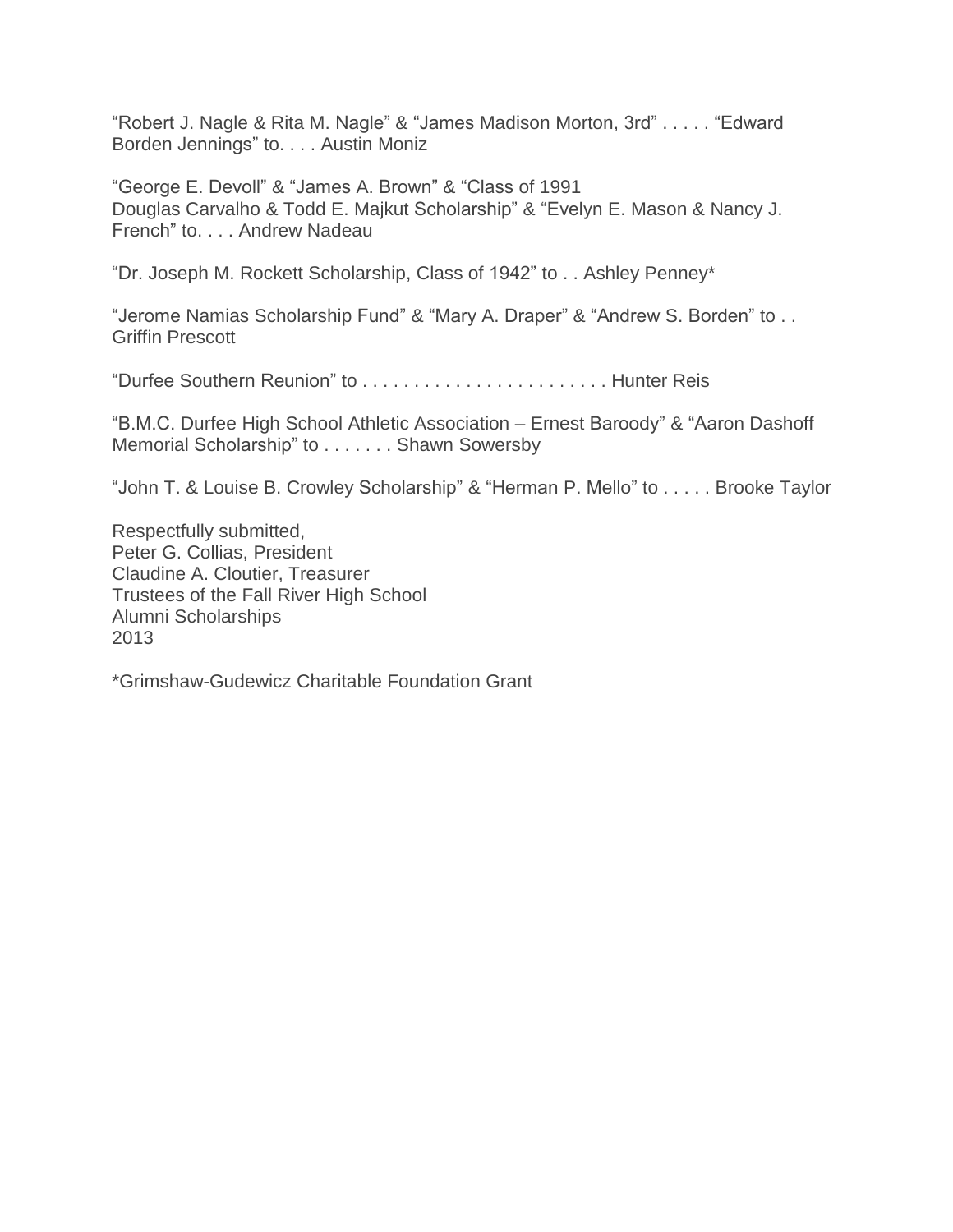"Robert J. Nagle & Rita M. Nagle" & "James Madison Morton, 3rd" . . . . . "Edward Borden Jennings" to. . . . Austin Moniz

"George E. Devoll" & "James A. Brown" & "Class of 1991 Douglas Carvalho & Todd E. Majkut Scholarship" & "Evelyn E. Mason & Nancy J. French" to. . . . Andrew Nadeau

"Dr. Joseph M. Rockett Scholarship, Class of 1942" to . . Ashley Penney*

"Jerome Namias Scholarship Fund" & "Mary A. Draper" & "Andrew S. Borden" to . . Griffin Prescott

"Durfee Southern Reunion" to . . . . . . . . . . . . . . . . . . . . . . . . Hunter Reis

"B.M.C. Durfee High School Athletic Association – Ernest Baroody" & "Aaron Dashoff Memorial Scholarship" to . . . . . . . Shawn Sowersby

"John T. & Louise B. Crowley Scholarship" & "Herman P. Mello" to . . . . . Brooke Taylor

Respectfully submitted,
Peter G. Collias, President
Claudine A. Cloutier, Treasurer
Trustees of the Fall River High School
Alumni Scholarships
2013

*Grimshaw-Gudewicz Charitable Foundation Grant